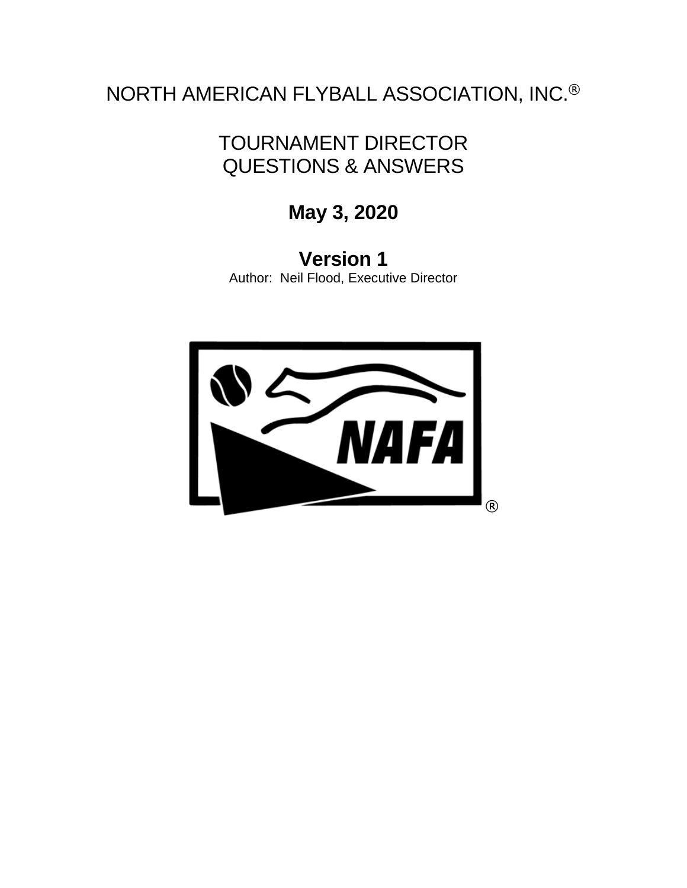# NORTH AMERICAN FLYBALL ASSOCIATION, INC.®

## TOURNAMENT DIRECTOR QUESTIONS & ANSWERS

**May 3, 2020**

**Version 1**

Author: Neil Flood, Executive Director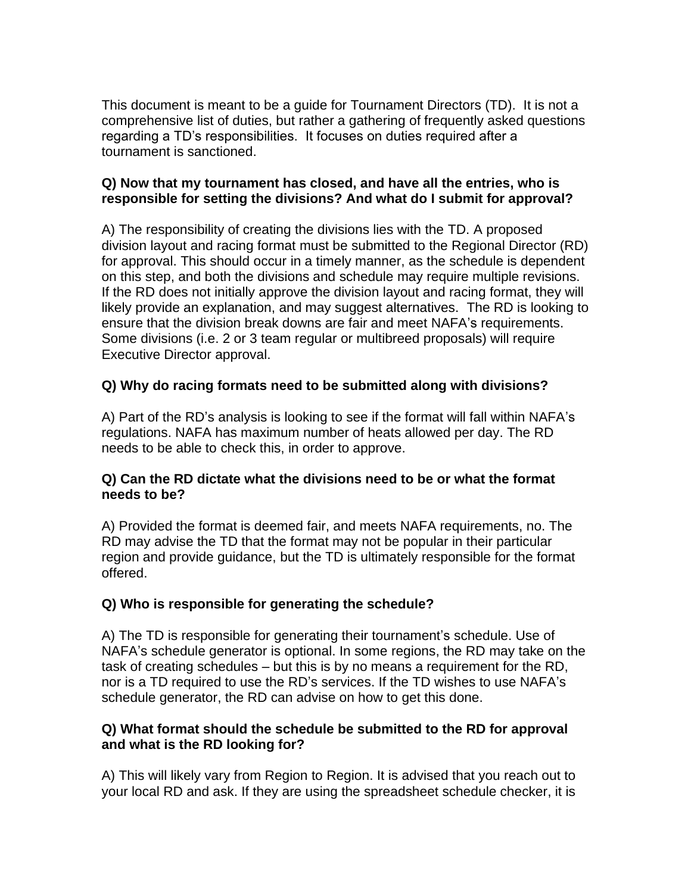This document is meant to be a guide for Tournament Directors (TD). It is not a comprehensive list of duties, but rather a gathering of frequently asked questions regarding a TD's responsibilities. It focuses on duties required after a tournament is sanctioned.

**Q) Now that my tournament has closed, and have all the entries, who is responsible for setting the divisions? And what do I submit for approval?**

A) The responsibility of creating the divisions lies with the TD. A proposed division layout and racing format must be submitted to the Regional Director (RD) for approval. This should occur in a timely manner, as the schedule is dependent on this step, and both the divisions and schedule may require multiple revisions. If the RD does not initially approve the division layout and racing format, they will likely provide an explanation, and may suggest alternatives. The RD is looking to ensure that the division break downs are fair and meet NAFA's requirements. Some divisions (i.e. 2 or 3 team regular or multibreed proposals) will require Executive Director approval.

**Q) Why do racing formats need to be submitted along with divisions?**

A) Part of the RD's analysis is looking to see if the format will fall within NAFA's regulations. NAFA has maximum number of heats allowed per day. The RD needs to be able to check this, in order to approve.

**Q) Can the RD dictate what the divisions need to be or what the format needs to be?**

A) Provided the format is deemed fair, and meets NAFA requirements, no. The RD may advise the TD that the format may not be popular in their particular region and provide guidance, but the TD is ultimately responsible for the format offered.

**Q) Who is responsible for generating the schedule?**

A) The TD is responsible for generating their tournament's schedule. Use of NAFA's schedule generator is optional. In some regions, the RD may take on the task of creating schedules – but this is by no means a requirement for the RD, nor is a TD required to use the RD's services. If the TD wishes to use NAFA's schedule generator, the RD can advise on how to get this done.

**Q) What format should the schedule be submitted to the RD for approval and what is the RD looking for?**

A) This will likely vary from Region to Region. It is advised that you reach out to your local RD and ask. If they are using the spreadsheet schedule checker, it is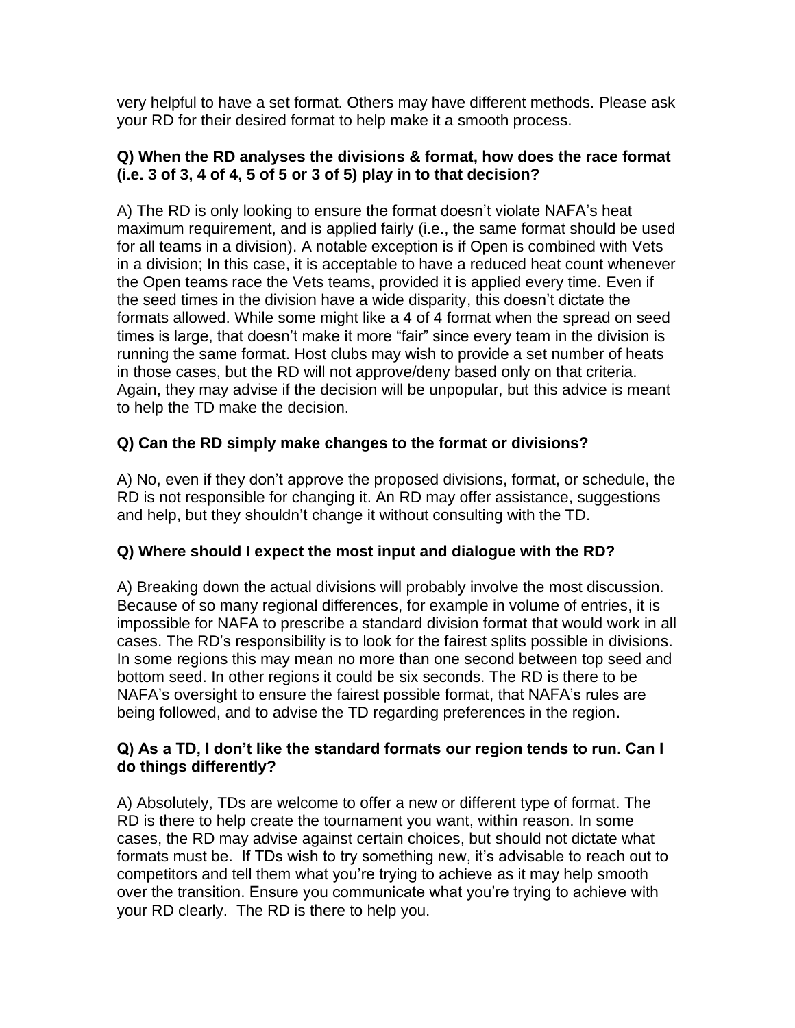very helpful to have a set format. Others may have different methods. Please ask your RD for their desired format to help make it a smooth process.

**Q) When the RD analyses the divisions & format, how does the race format (i.e. 3 of 3, 4 of 4, 5 of 5 or 3 of 5) play in to that decision?**

A) The RD is only looking to ensure the format doesn't violate NAFA's heat maximum requirement, and is applied fairly (i.e., the same format should be used for all teams in a division). A notable exception is if Open is combined with Vets in a division; In this case, it is acceptable to have a reduced heat count whenever the Open teams race the Vets teams, provided it is applied every time. Even if the seed times in the division have a wide disparity, this doesn't dictate the formats allowed. While some might like a 4 of 4 format when the spread on seed times is large, that doesn't make it more "fair" since every team in the division is running the same format. Host clubs may wish to provide a set number of heats in those cases, but the RD will not approve/deny based only on that criteria. Again, they may advise if the decision will be unpopular, but this advice is meant to help the TD make the decision.

**Q) Can the RD simply make changes to the format or divisions?**

A) No, even if they don't approve the proposed divisions, format, or schedule, the RD is not responsible for changing it. An RD may offer assistance, suggestions and help, but they shouldn't change it without consulting with the TD.

**Q) Where should I expect the most input and dialogue with the RD?**

A) Breaking down the actual divisions will probably involve the most discussion. Because of so many regional differences, for example in volume of entries, it is impossible for NAFA to prescribe a standard division format that would work in all cases. The RD's responsibility is to look for the fairest splits possible in divisions. In some regions this may mean no more than one second between top seed and bottom seed. In other regions it could be six seconds. The RD is there to be NAFA's oversight to ensure the fairest possible format, that NAFA's rules are being followed, and to advise the TD regarding preferences in the region.

**Q) As a TD, I don't like the standard formats our region tends to run. Can I do things differently?**

A) Absolutely, TDs are welcome to offer a new or different type of format. The RD is there to help create the tournament you want, within reason. In some cases, the RD may advise against certain choices, but should not dictate what formats must be. If TDs wish to try something new, it's advisable to reach out to competitors and tell them what you're trying to achieve as it may help smooth over the transition. Ensure you communicate what you're trying to achieve with your RD clearly. The RD is there to help you.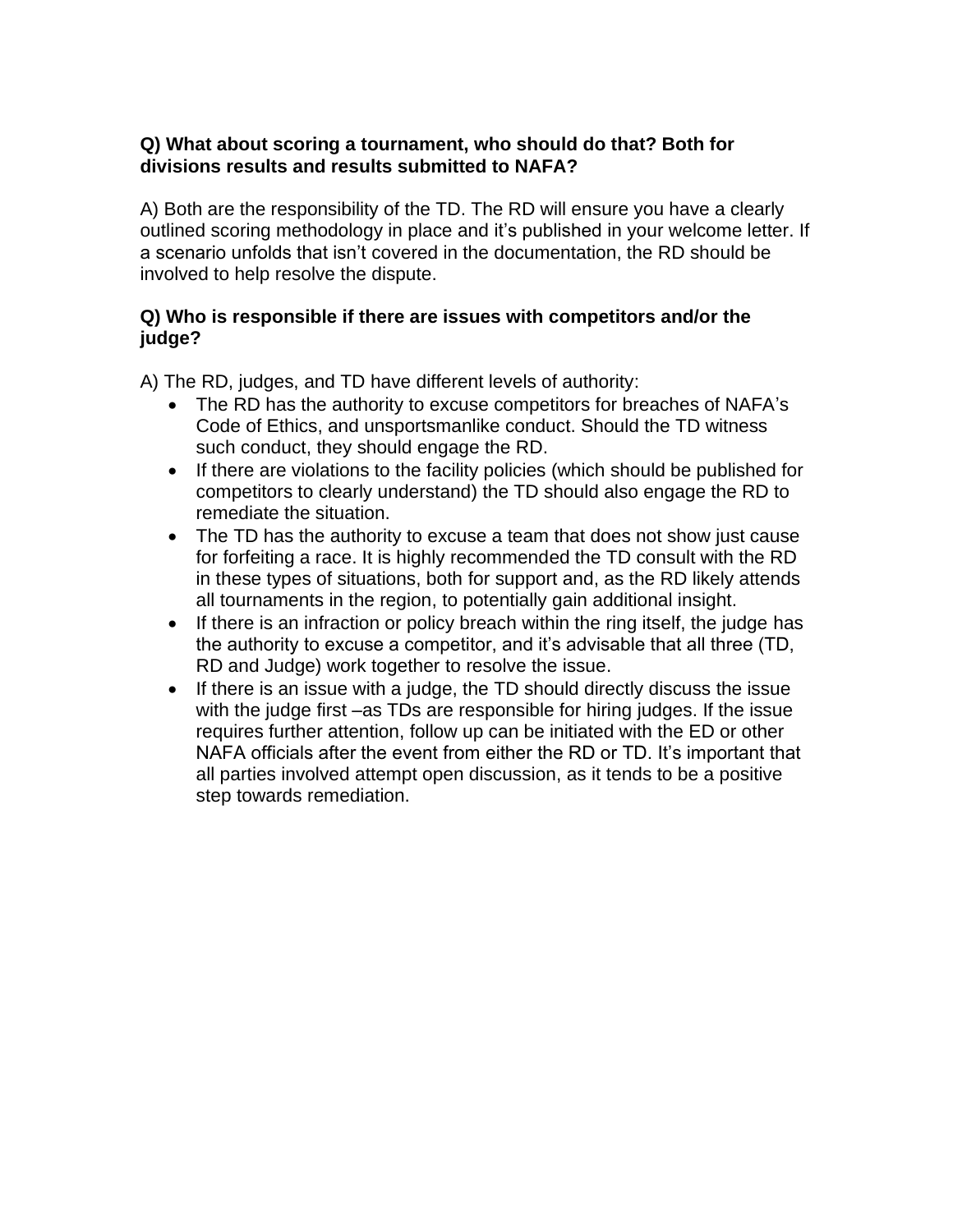**Q) What about scoring a tournament, who should do that? Both for divisions results and results submitted to NAFA?**

A) Both are the responsibility of the TD. The RD will ensure you have a clearly outlined scoring methodology in place and it's published in your welcome letter. If a scenario unfolds that isn't covered in the documentation, the RD should be involved to help resolve the dispute.

**Q) Who is responsible if there are issues with competitors and/or the judge?**

A) The RD, judges, and TD have different levels of authority:

- The RD has the authority to excuse competitors for breaches of NAFA's Code of Ethics, and unsportsmanlike conduct. Should the TD witness such conduct, they should engage the RD.
- If there are violations to the facility policies (which should be published for competitors to clearly understand) the TD should also engage the RD to remediate the situation.
- The TD has the authority to excuse a team that does not show just cause for forfeiting a race. It is highly recommended the TD consult with the RD in these types of situations, both for support and, as the RD likely attends all tournaments in the region, to potentially gain additional insight.
- If there is an infraction or policy breach within the ring itself, the judge has the authority to excuse a competitor, and it's advisable that all three (TD, RD and Judge) work together to resolve the issue.
- If there is an issue with a judge, the TD should directly discuss the issue with the judge first –as TDs are responsible for hiring judges. If the issue requires further attention, follow up can be initiated with the ED or other NAFA officials after the event from either the RD or TD. It's important that all parties involved attempt open discussion, as it tends to be a positive step towards remediation.